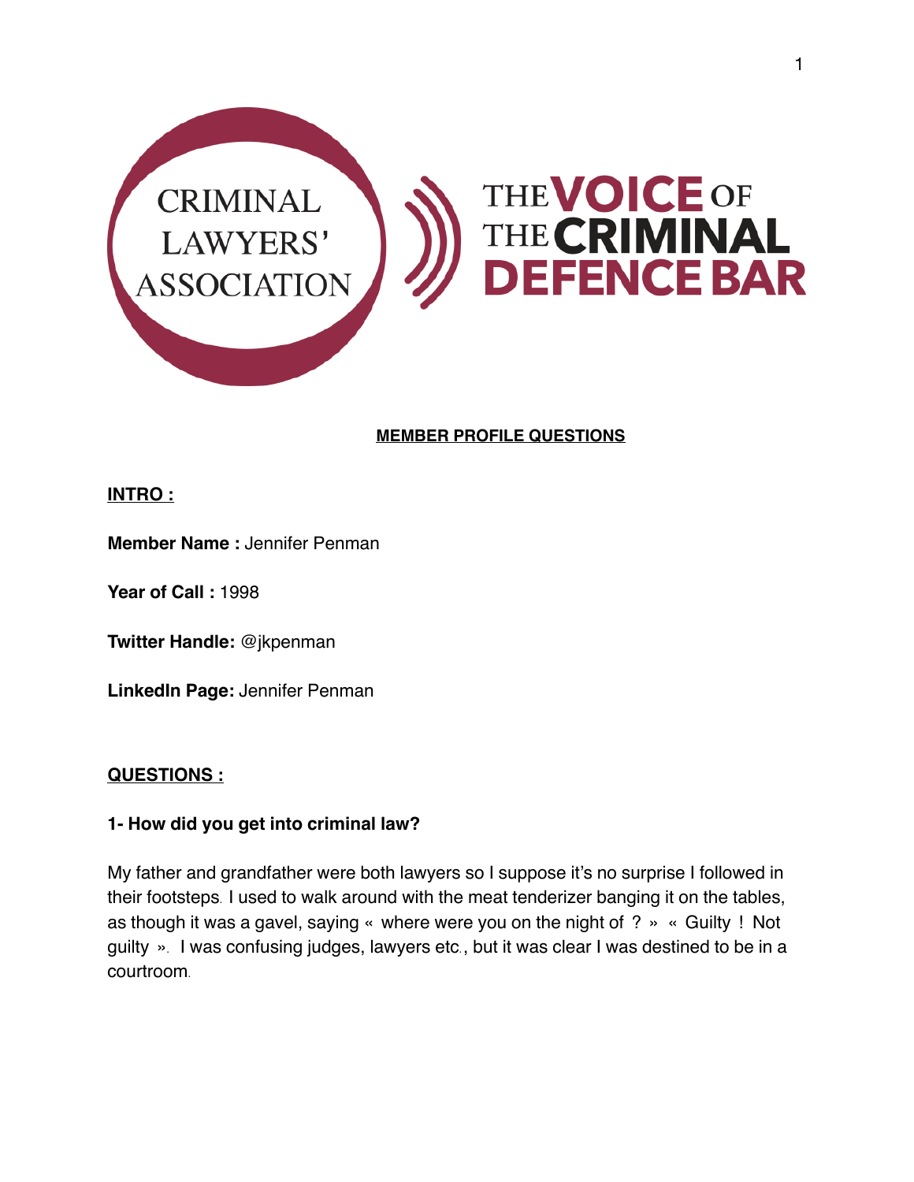CRIMINAL LAWYERS' ASSOCIATION

THE VOICE OF THE CRIMINAL DEFENCE BAR

## MEMBER PROFILE QUESTIONS

### INTRO :

**Member Name :** Jennifer Penman

**Year of Call :** 1998

**Twitter Handle:** @jkpenman

**LinkedIn Page:** Jennifer Penman

### QUESTIONS :

**1- How did you get into criminal law?**

My father and grandfather were both lawyers so I suppose it's no surprise I followed in their footsteps. I used to walk around with the meat tenderizer banging it on the tables, as though it was a gavel, saying « where were you on the night of ? » « Guilty ! Not guilty ». I was confusing judges, lawyers etc., but it was clear I was destined to be in a courtroom.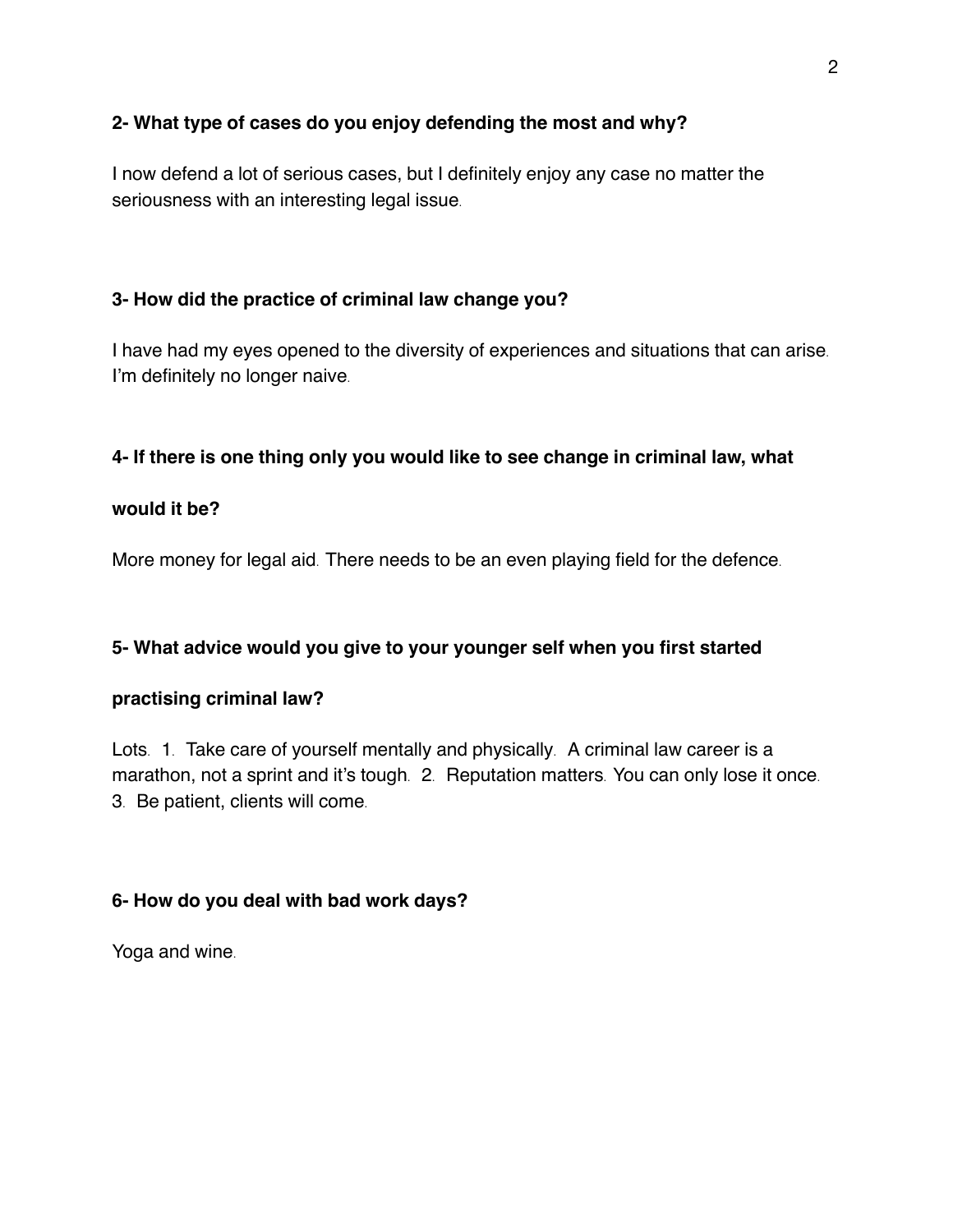**2- What type of cases do you enjoy defending the most and why?**

I now defend a lot of serious cases, but I definitely enjoy any case no matter the seriousness with an interesting legal issue.

**3- How did the practice of criminal law change you?**

I have had my eyes opened to the diversity of experiences and situations that can arise. I'm definitely no longer naive.

**4- If there is one thing only you would like to see change in criminal law, what would it be?**

More money for legal aid. There needs to be an even playing field for the defence.

**5- What advice would you give to your younger self when you first started practising criminal law?**

Lots. 1. Take care of yourself mentally and physically. A criminal law career is a marathon, not a sprint and it's tough. 2. Reputation matters. You can only lose it once. 3. Be patient, clients will come.

**6- How do you deal with bad work days?**

Yoga and wine.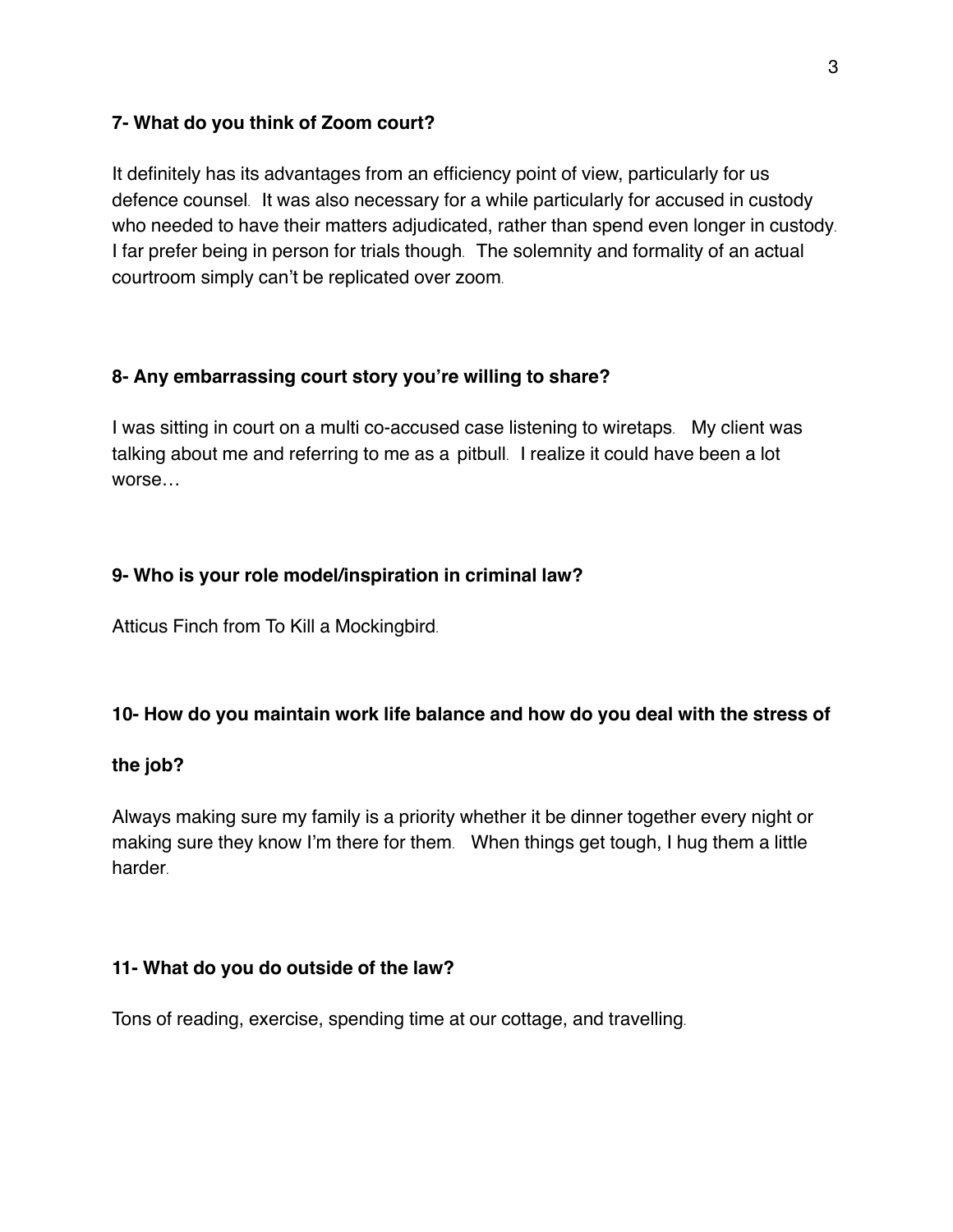**7- What do you think of Zoom court?**

It definitely has its advantages from an efficiency point of view, particularly for us defence counsel. It was also necessary for a while particularly for accused in custody who needed to have their matters adjudicated, rather than spend even longer in custody. I far prefer being in person for trials though. The solemnity and formality of an actual courtroom simply can't be replicated over zoom.

**8- Any embarrassing court story you're willing to share?**

I was sitting in court on a multi co-accused case listening to wiretaps. My client was talking about me and referring to me as a pitbull. I realize it could have been a lot worse…

**9- Who is your role model/inspiration in criminal law?**

Atticus Finch from To Kill a Mockingbird.

**10- How do you maintain work life balance and how do you deal with the stress of the job?**

Always making sure my family is a priority whether it be dinner together every night or making sure they know I'm there for them. When things get tough, I hug them a little harder.

**11- What do you do outside of the law?**

Tons of reading, exercise, spending time at our cottage, and travelling.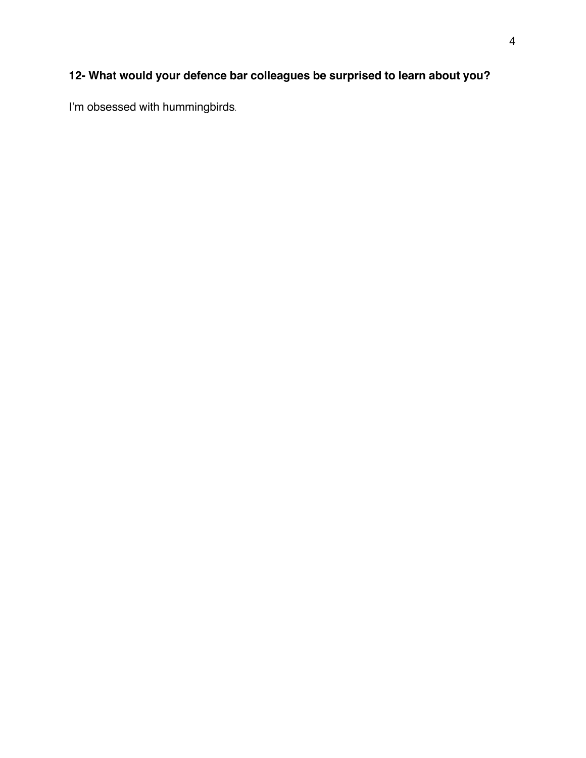**12- What would your defence bar colleagues be surprised to learn about you?**

I'm obsessed with hummingbirds.